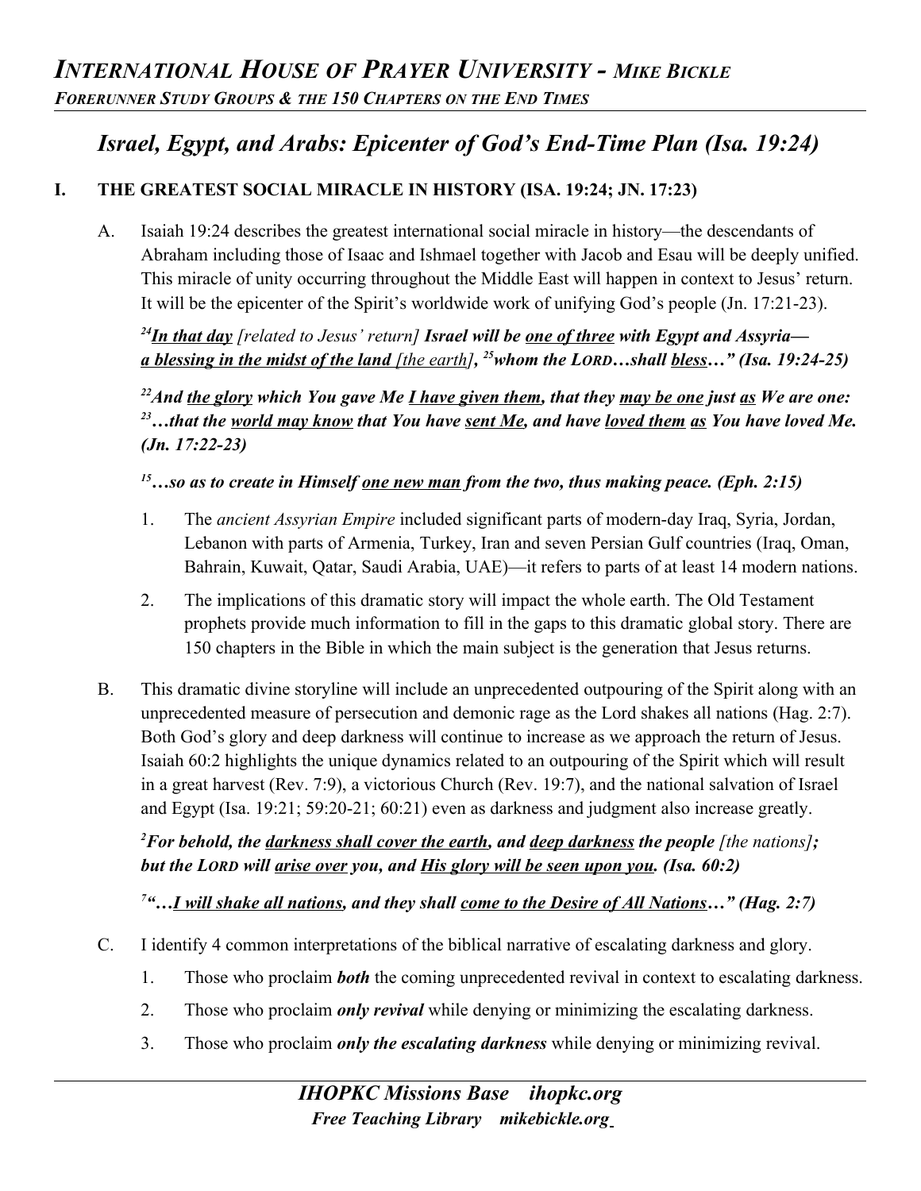# Israel, Egypt, and Arabs: Epicenter of God's End-Time Plan (Isa. 19:24)

## I. THE GREATEST SOCIAL MIRACLE IN HISTORY (ISA. 19:24; JN. 17:23)

A. Isaiah 19:24 describes the greatest international social miracle in history—the descendants of Abraham including those of Isaac and Ishmael together with Jacob and Esau will be deeply unified. This miracle of unity occurring throughout the Middle East will happen in context to Jesus' return. It will be the epicenter of the Spirit's worldwide work of unifying God's people (Jn. 17:21-23).

> ***[24]In that day** [related to Jesus' return] **Israel will be one of three with Egypt and Assyria—a blessing in the midst of the land** [the earth]**, [25]whom the LORD…shall bless…" (Isa. 19:24-25)***

> ***[22]And the glory which You gave Me I have given them, that they may be one just as We are one: [23]…that the world may know that You have sent Me, and have loved them as You have loved Me. (Jn. 17:22-23)***

> ***[15]…so as to create in Himself one new man from the two, thus making peace. (Eph. 2:15)***

1. The *ancient Assyrian Empire* included significant parts of modern-day Iraq, Syria, Jordan, Lebanon with parts of Armenia, Turkey, Iran and seven Persian Gulf countries (Iraq, Oman, Bahrain, Kuwait, Qatar, Saudi Arabia, UAE)—it refers to parts of at least 14 modern nations.
2. The implications of this dramatic story will impact the whole earth. The Old Testament prophets provide much information to fill in the gaps to this dramatic global story. There are 150 chapters in the Bible in which the main subject is the generation that Jesus returns.

B. This dramatic divine storyline will include an unprecedented outpouring of the Spirit along with an unprecedented measure of persecution and demonic rage as the Lord shakes all nations (Hag. 2:7). Both God's glory and deep darkness will continue to increase as we approach the return of Jesus. Isaiah 60:2 highlights the unique dynamics related to an outpouring of the Spirit which will result in a great harvest (Rev. 7:9), a victorious Church (Rev. 19:7), and the national salvation of Israel and Egypt (Isa. 19:21; 59:20-21; 60:21) even as darkness and judgment also increase greatly.

> ***[2]For behold, the darkness shall cover the earth, and deep darkness the people** [the nations]**; but the LORD will arise over you, and His glory will be seen upon you. (Isa. 60:2)***

> ***[7]"…I will shake all nations, and they shall come to the Desire of All Nations…" (Hag. 2:7)***

C. I identify 4 common interpretations of the biblical narrative of escalating darkness and glory.

1. Those who proclaim ***both*** the coming unprecedented revival in context to escalating darkness.
2. Those who proclaim ***only revival*** while denying or minimizing the escalating darkness.
3. Those who proclaim ***only the escalating darkness*** while denying or minimizing revival.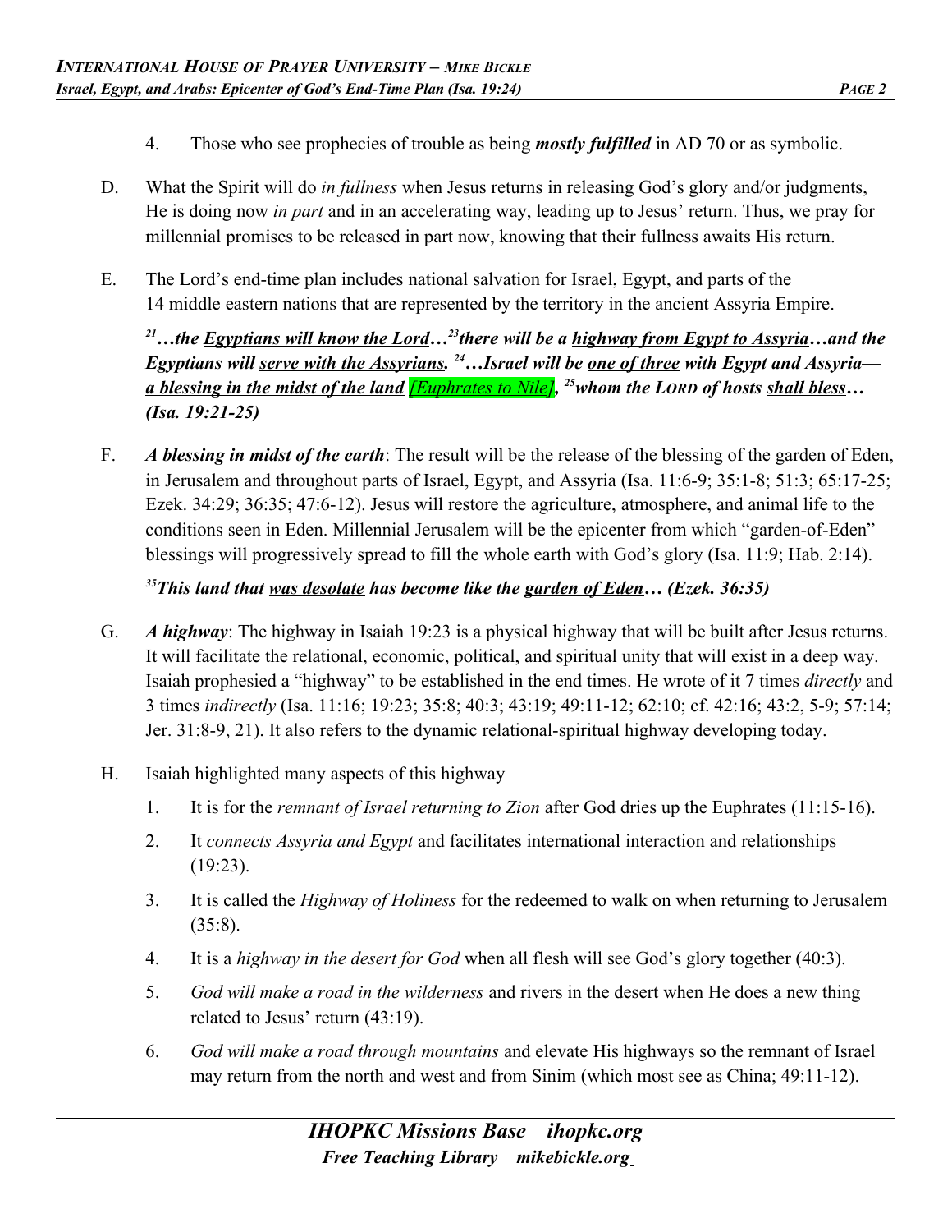4. Those who see prophecies of trouble as being ***mostly fulfilled*** in AD 70 or as symbolic.

D. What the Spirit will do *in fullness* when Jesus returns in releasing God's glory and/or judgments, He is doing now *in part* and in an accelerating way, leading up to Jesus' return. Thus, we pray for millennial promises to be released in part now, knowing that their fullness awaits His return.

E. The Lord's end-time plan includes national salvation for Israel, Egypt, and parts of the 14 middle eastern nations that are represented by the territory in the ancient Assyria Empire.

***[21]…the Egyptians will know the Lord…[23]there will be a highway from Egypt to Assyria…and the Egyptians will serve with the Assyrians. [24]…Israel will be one of three with Egypt and Assyria—a blessing in the midst of the land [Euphrates to Nile], [25]whom the LORD of hosts shall bless… (Isa. 19:21-25)***

F. ***A blessing in midst of the earth***: The result will be the release of the blessing of the garden of Eden, in Jerusalem and throughout parts of Israel, Egypt, and Assyria (Isa. 11:6-9; 35:1-8; 51:3; 65:17-25; Ezek. 34:29; 36:35; 47:6-12). Jesus will restore the agriculture, atmosphere, and animal life to the conditions seen in Eden. Millennial Jerusalem will be the epicenter from which "garden-of-Eden" blessings will progressively spread to fill the whole earth with God's glory (Isa. 11:9; Hab. 2:14).

***[35]This land that was desolate has become like the garden of Eden… (Ezek. 36:35)***

G. ***A highway***: The highway in Isaiah 19:23 is a physical highway that will be built after Jesus returns. It will facilitate the relational, economic, political, and spiritual unity that will exist in a deep way. Isaiah prophesied a "highway" to be established in the end times. He wrote of it 7 times *directly* and 3 times *indirectly* (Isa. 11:16; 19:23; 35:8; 40:3; 43:19; 49:11-12; 62:10; cf. 42:16; 43:2, 5-9; 57:14; Jer. 31:8-9, 21). It also refers to the dynamic relational-spiritual highway developing today.

H. Isaiah highlighted many aspects of this highway—

1. It is for the *remnant of Israel returning to Zion* after God dries up the Euphrates (11:15-16).
2. It *connects Assyria and Egypt* and facilitates international interaction and relationships (19:23).
3. It is called the *Highway of Holiness* for the redeemed to walk on when returning to Jerusalem (35:8).
4. It is a *highway in the desert for God* when all flesh will see God's glory together (40:3).
5. *God will make a road in the wilderness* and rivers in the desert when He does a new thing related to Jesus' return (43:19).
6. *God will make a road through mountains* and elevate His highways so the remnant of Israel may return from the north and west and from Sinim (which most see as China; 49:11-12).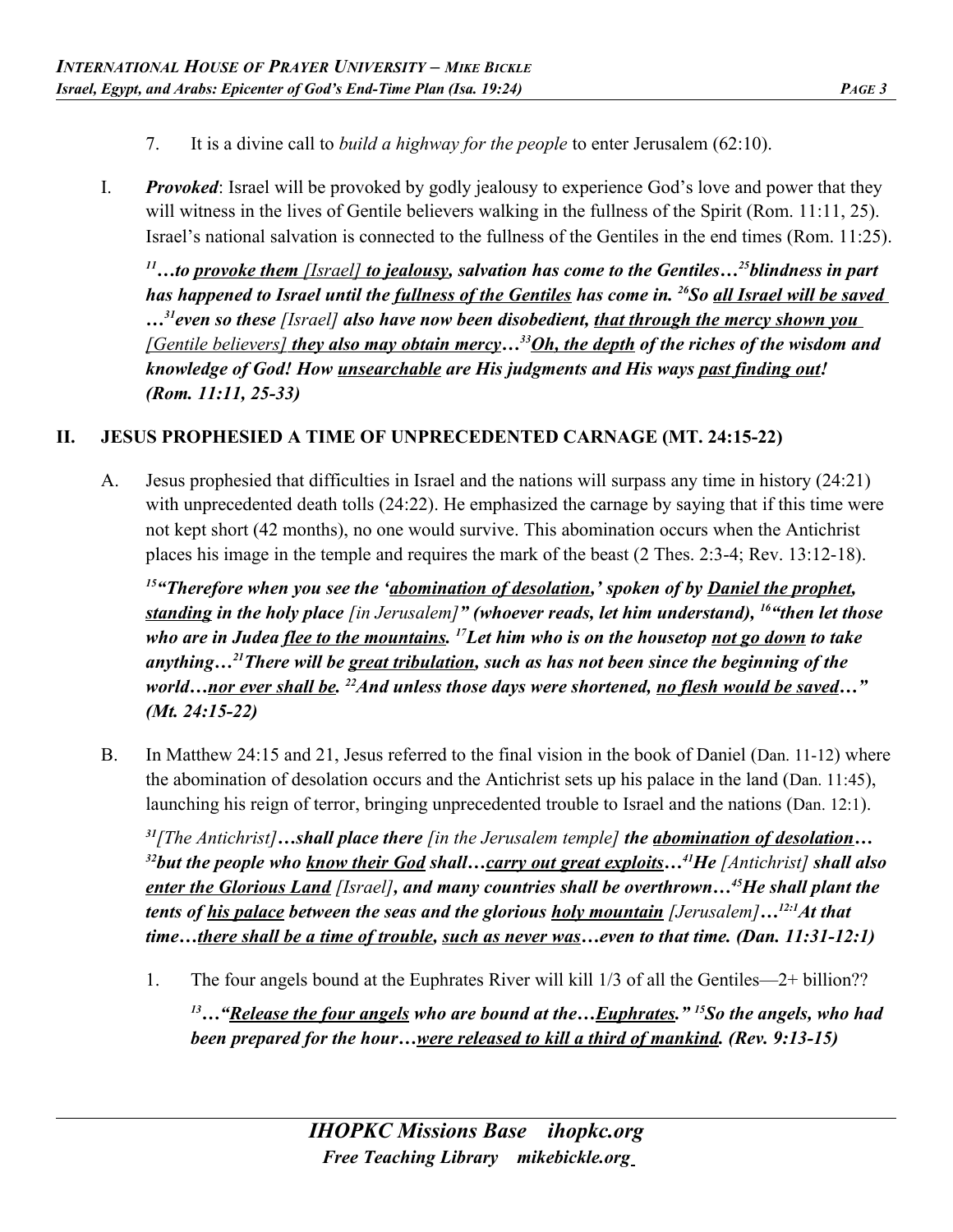7. It is a divine call to *build a highway for the people* to enter Jerusalem (62:10).

I. ***Provoked***: Israel will be provoked by godly jealousy to experience God's love and power that they will witness in the lives of Gentile believers walking in the fullness of the Spirit (Rom. 11:11, 25). Israel's national salvation is connected to the fullness of the Gentiles in the end times (Rom. 11:25).

***[11]…to <u>provoke them</u> [Israel] <u>to jealousy</u>, salvation has come to the Gentiles…[25]blindness in part has happened to Israel until the <u>fullness of the Gentiles</u> has come in. [26]So <u>all Israel will be saved</u> …[31]even so these [Israel] also have now been disobedient, <u>that through the mercy shown you [Gentile believers] they also may obtain mercy</u>…[33]<u>Oh, the depth</u> of the riches of the wisdom and knowledge of God! How <u>unsearchable</u> are His judgments and His ways <u>past finding out</u>! (Rom. 11:11, 25-33)***

## II. JESUS PROPHESIED A TIME OF UNPRECEDENTED CARNAGE (MT. 24:15-22)

A. Jesus prophesied that difficulties in Israel and the nations will surpass any time in history (24:21) with unprecedented death tolls (24:22). He emphasized the carnage by saying that if this time were not kept short (42 months), no one would survive. This abomination occurs when the Antichrist places his image in the temple and requires the mark of the beast (2 Thes. 2:3-4; Rev. 13:12-18).

***[15]"Therefore when you see the '<u>abomination of desolation</u>,' spoken of by <u>Daniel the prophet</u>, <u>standing</u> in the holy place [in Jerusalem]" (whoever reads, let him understand), [16]"then let those who are in Judea <u>flee to the mountains.</u> [17]Let him who is on the housetop <u>not go down</u> to take anything…[21]There will be <u>great tribulation</u>, such as has not been since the beginning of the world…<u>nor ever shall be</u>. [22]And unless those days were shortened, <u>no flesh would be saved</u>…" (Mt. 24:15-22)***

B. In Matthew 24:15 and 21, Jesus referred to the final vision in the book of Daniel (Dan. 11-12) where the abomination of desolation occurs and the Antichrist sets up his palace in the land (Dan. 11:45), launching his reign of terror, bringing unprecedented trouble to Israel and the nations (Dan. 12:1).

***[31][The Antichrist]…shall place there [in the Jerusalem temple] the <u>abomination of desolation</u>… [32]but the people who <u>know their God</u> shall…<u>carry out great exploits</u>…[41]He [Antichrist] shall also <u>enter the Glorious Land</u> [Israel], and many countries shall be overthrown…[45]He shall plant the tents of <u>his palace</u> between the seas and the glorious <u>holy mountain</u> [Jerusalem]…[12:1]At that time…<u>there shall be a time of trouble</u>, <u>such as never was</u>…even to that time. (Dan. 11:31-12:1)***

1. The four angels bound at the Euphrates River will kill 1/3 of all the Gentiles—2+ billion??

***[13]…"<u>Release the four angels</u> who are bound at the…<u>Euphrates</u>." [15]So the angels, who had been prepared for the hour…<u>were released to kill a third of mankind</u>. (Rev. 9:13-15)***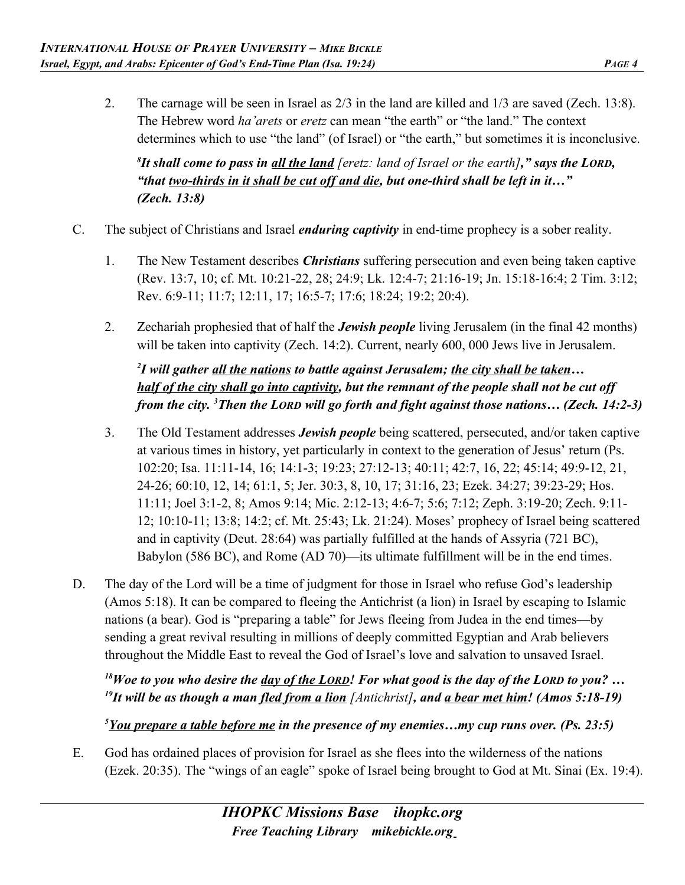2. The carnage will be seen in Israel as 2/3 in the land are killed and 1/3 are saved (Zech. 13:8). The Hebrew word *ha'arets* or *eretz* can mean "the earth" or "the land." The context determines which to use "the land" (of Israel) or "the earth," but sometimes it is inconclusive.

   ***[8]It shall come to pass in <u>all the land</u>** [eretz: land of Israel or the earth]**," says the LORD, "that <u>two-thirds in it shall be cut off and die</u>, but one-third shall be left in it…" (Zech. 13:8)***

C. The subject of Christians and Israel ***enduring captivity*** in end-time prophecy is a sober reality.

1. The New Testament describes ***Christians*** suffering persecution and even being taken captive (Rev. 13:7, 10; cf. Mt. 10:21-22, 28; 24:9; Lk. 12:4-7; 21:16-19; Jn. 15:18-16:4; 2 Tim. 3:12; Rev. 6:9-11; 11:7; 12:11, 17; 16:5-7; 17:6; 18:24; 19:2; 20:4).

2. Zechariah prophesied that of half the ***Jewish people*** living Jerusalem (in the final 42 months) will be taken into captivity (Zech. 14:2). Current, nearly 600, 000 Jews live in Jerusalem.

   ***[2]I will gather <u>all the nations</u> to battle against Jerusalem; <u>the city shall be taken</u>… <u>half of the city shall go into captivity</u>, but the remnant of the people shall not be cut off from the city. [3]Then the LORD will go forth and fight against those nations… (Zech. 14:2-3)***

3. The Old Testament addresses ***Jewish people*** being scattered, persecuted, and/or taken captive at various times in history, yet particularly in context to the generation of Jesus' return (Ps. 102:20; Isa. 11:11-14, 16; 14:1-3; 19:23; 27:12-13; 40:11; 42:7, 16, 22; 45:14; 49:9-12, 21, 24-26; 60:10, 12, 14; 61:1, 5; Jer. 30:3, 8, 10, 17; 31:16, 23; Ezek. 34:27; 39:23-29; Hos. 11:11; Joel 3:1-2, 8; Amos 9:14; Mic. 2:12-13; 4:6-7; 5:6; 7:12; Zeph. 3:19-20; Zech. 9:11-12; 10:10-11; 13:8; 14:2; cf. Mt. 25:43; Lk. 21:24). Moses' prophecy of Israel being scattered and in captivity (Deut. 28:64) was partially fulfilled at the hands of Assyria (721 BC), Babylon (586 BC), and Rome (AD 70)—its ultimate fulfillment will be in the end times.

D. The day of the Lord will be a time of judgment for those in Israel who refuse God's leadership (Amos 5:18). It can be compared to fleeing the Antichrist (a lion) in Israel by escaping to Islamic nations (a bear). God is "preparing a table" for Jews fleeing from Judea in the end times—by sending a great revival resulting in millions of deeply committed Egyptian and Arab believers throughout the Middle East to reveal the God of Israel's love and salvation to unsaved Israel.

   ***[18]Woe to you who desire the <u>day of the LORD</u>! For what good is the day of the LORD to you? … [19]It will be as though a man <u>fled from a lion</u>** [Antichrist]**, and <u>a bear met him</u>! (Amos 5:18-19)***

   ***[5]<u>You prepare a table before me</u> in the presence of my enemies…my cup runs over. (Ps. 23:5)***

E. God has ordained places of provision for Israel as she flees into the wilderness of the nations (Ezek. 20:35). The "wings of an eagle" spoke of Israel being brought to God at Mt. Sinai (Ex. 19:4).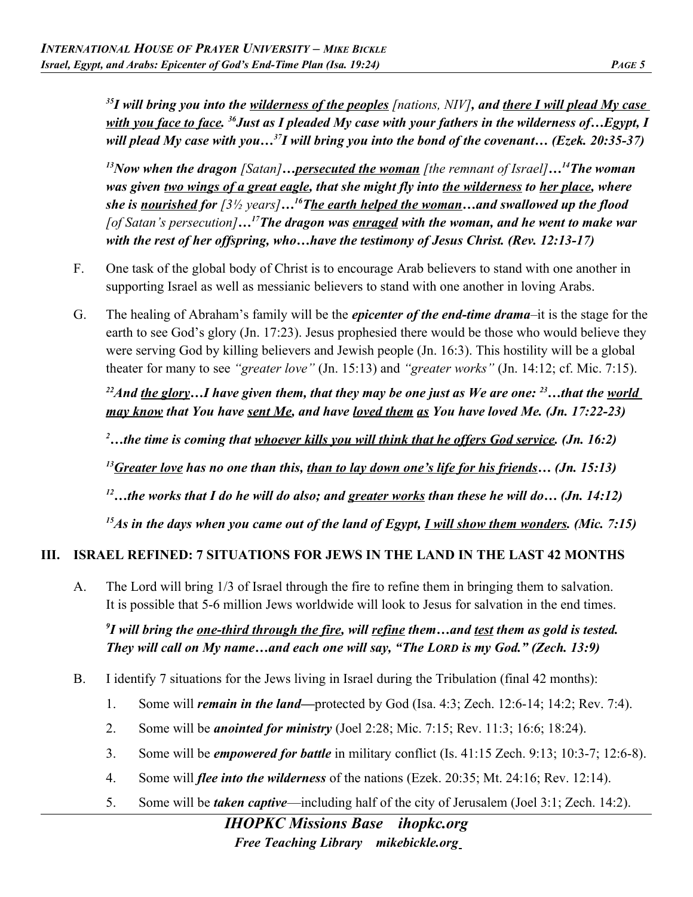***[35]I will bring you into the <u>wilderness of the peoples</u>** [nations, NIV]**, and <u>there I will plead My case with you face to face</u>. [36]Just as I pleaded My case with your fathers in the wilderness of…Egypt, I will plead My case with you…[37]I will bring you into the bond of the covenant… (Ezek. 20:35-37)***

***[13]Now when the dragon** [Satan]**…<u>persecuted the woman</u>** [the remnant of Israel]**…[14]The woman was given <u>two wings of a great eagle</u>, that she might fly into <u>the wilderness</u> to <u>her place</u>, where she is <u>nourished</u> for** [3½ years]**…[16]<u>The earth helped the woman</u>…and swallowed up the flood** [of Satan's persecution]**…[17]The dragon was <u>enraged</u> with the woman, and he went to make war with the rest of her offspring, who…have the testimony of Jesus Christ. (Rev. 12:13-17)***

F. One task of the global body of Christ is to encourage Arab believers to stand with one another in supporting Israel as well as messianic believers to stand with one another in loving Arabs.

G. The healing of Abraham's family will be the ***epicenter of the end-time drama***–it is the stage for the earth to see God's glory (Jn. 17:23). Jesus prophesied there would be those who would believe they were serving God by killing believers and Jewish people (Jn. 16:3). This hostility will be a global theater for many to see *"greater love"* (Jn. 15:13) and *"greater works"* (Jn. 14:12; cf. Mic. 7:15).

***[22]And <u>the glory</u>…I have given them, that they may be one just as We are one: [23]…that the <u>world may know</u> that You have <u>sent Me</u>, and have <u>loved them</u> <u>as</u> You have loved Me. (Jn. 17:22-23)***

***[2]…the time is coming that <u>whoever kills you will think that he offers God service</u>. (Jn. 16:2)***

***[13]<u>Greater love</u> has no one than this, <u>than to lay down one's life for his friends</u>… (Jn. 15:13)***

***[12]…the works that I do he will do also; and <u>greater works</u> than these he will do… (Jn. 14:12)***

***[15]As in the days when you came out of the land of Egypt, <u>I will show them wonders</u>. (Mic. 7:15)***

## III. ISRAEL REFINED: 7 SITUATIONS FOR JEWS IN THE LAND IN THE LAST 42 MONTHS

A. The Lord will bring 1/3 of Israel through the fire to refine them in bringing them to salvation. It is possible that 5-6 million Jews worldwide will look to Jesus for salvation in the end times.

***[9]I will bring the <u>one-third through the fire</u>, will <u>refine</u> them…and <u>test</u> them as gold is tested. They will call on My name…and each one will say, "The LORD is my God." (Zech. 13:9)***

B. I identify 7 situations for the Jews living in Israel during the Tribulation (final 42 months):

1. Some will ***remain in the land—***protected by God (Isa. 4:3; Zech. 12:6-14; 14:2; Rev. 7:4).
2. Some will be ***anointed for ministry*** (Joel 2:28; Mic. 7:15; Rev. 11:3; 16:6; 18:24).
3. Some will be ***empowered for battle*** in military conflict (Is. 41:15 Zech. 9:13; 10:3-7; 12:6-8).
4. Some will ***flee into the wilderness*** of the nations (Ezek. 20:35; Mt. 24:16; Rev. 12:14).
5. Some will be ***taken captive***—including half of the city of Jerusalem (Joel 3:1; Zech. 14:2).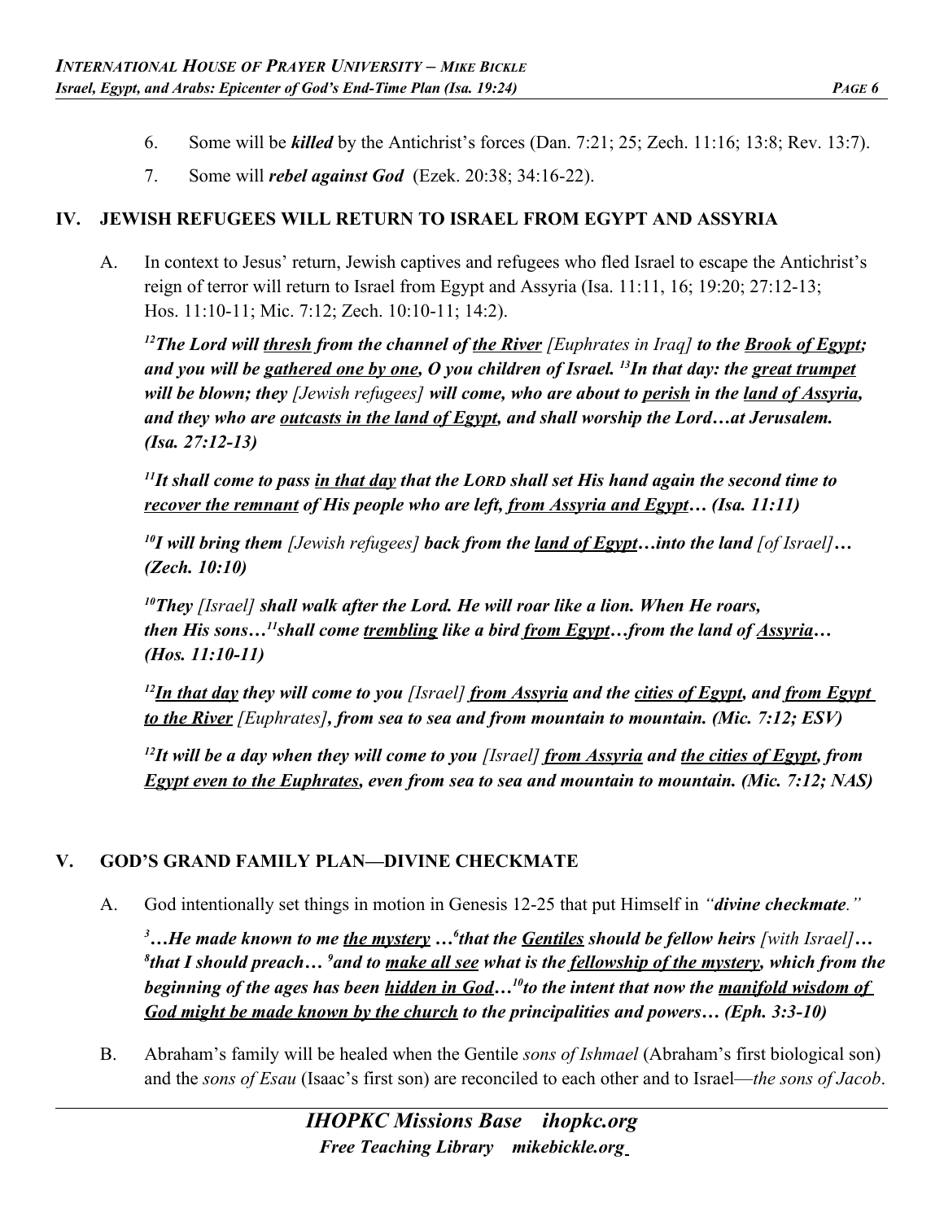6. Some will be ***killed*** by the Antichrist's forces (Dan. 7:21; 25; Zech. 11:16; 13:8; Rev. 13:7).
7. Some will ***rebel against God*** (Ezek. 20:38; 34:16-22).

## IV. JEWISH REFUGEES WILL RETURN TO ISRAEL FROM EGYPT AND ASSYRIA

A. In context to Jesus' return, Jewish captives and refugees who fled Israel to escape the Antichrist's reign of terror will return to Israel from Egypt and Assyria (Isa. 11:11, 16; 19:20; 27:12-13; Hos. 11:10-11; Mic. 7:12; Zech. 10:10-11; 14:2).

***[12]The Lord will <u>thresh</u> from the channel of <u>the River</u>*** *[Euphrates in Iraq]* ***to the <u>Brook of Egypt</u>; and you will be <u>gathered one by one</u>, O you children of Israel. [13]In that day: the <u>great trumpet</u> will be blown; they*** *[Jewish refugees]* ***will come, who are about to <u>perish</u> in the <u>land of Assyria</u>, and they who are <u>outcasts in the land of Egypt</u>, and shall worship the Lord…at Jerusalem. (Isa. 27:12-13)***

***[11]It shall come to pass <u>in that day</u> that the LORD shall set His hand again the second time to <u>recover the remnant</u> of His people who are left, <u>from Assyria and Egypt</u>… (Isa. 11:11)***

***[10]I will bring them*** *[Jewish refugees]* ***back from the <u>land of Egypt</u>…into the land*** *[of Israel]* ***… (Zech. 10:10)***

***[10]They*** *[Israel]* ***shall walk after the Lord. He will roar like a lion. When He roars, then His sons…[11]shall come <u>trembling</u> like a bird <u>from Egypt</u>…from the land of <u>Assyria</u>… (Hos. 11:10-11)***

***[12]<u>In that day</u> they will come to you*** *[Israel]* ***<u>from Assyria</u> and the <u>cities of Egypt</u>, and <u>from Egypt to the River</u>*** *[Euphrates]****, from sea to sea and from mountain to mountain. (Mic. 7:12; ESV)***

***[12]It will be a day when they will come to you*** *[Israel]* ***<u>from Assyria</u> and <u>the cities of Egypt</u>, from <u>Egypt even to the Euphrates</u>, even from sea to sea and mountain to mountain. (Mic. 7:12; NAS)***

## V. GOD'S GRAND FAMILY PLAN—DIVINE CHECKMATE

A. God intentionally set things in motion in Genesis 12-25 that put Himself in *"**divine checkmate**."*

***[3]…He made known to me <u>the mystery</u> …[6]that the <u>Gentiles</u> should be fellow heirs*** *[with Israel]* ***… [8]that I should preach… [9]and to <u>make all see</u> what is the <u>fellowship of the mystery</u>, which from the beginning of the ages has been <u>hidden in God</u>…[10]to the intent that now the <u>manifold wisdom of God might be made known by the church</u> to the principalities and powers… (Eph. 3:3-10)***

B. Abraham's family will be healed when the Gentile *sons of Ishmael* (Abraham's first biological son) and the *sons of Esau* (Isaac's first son) are reconciled to each other and to Israel—*the sons of Jacob*.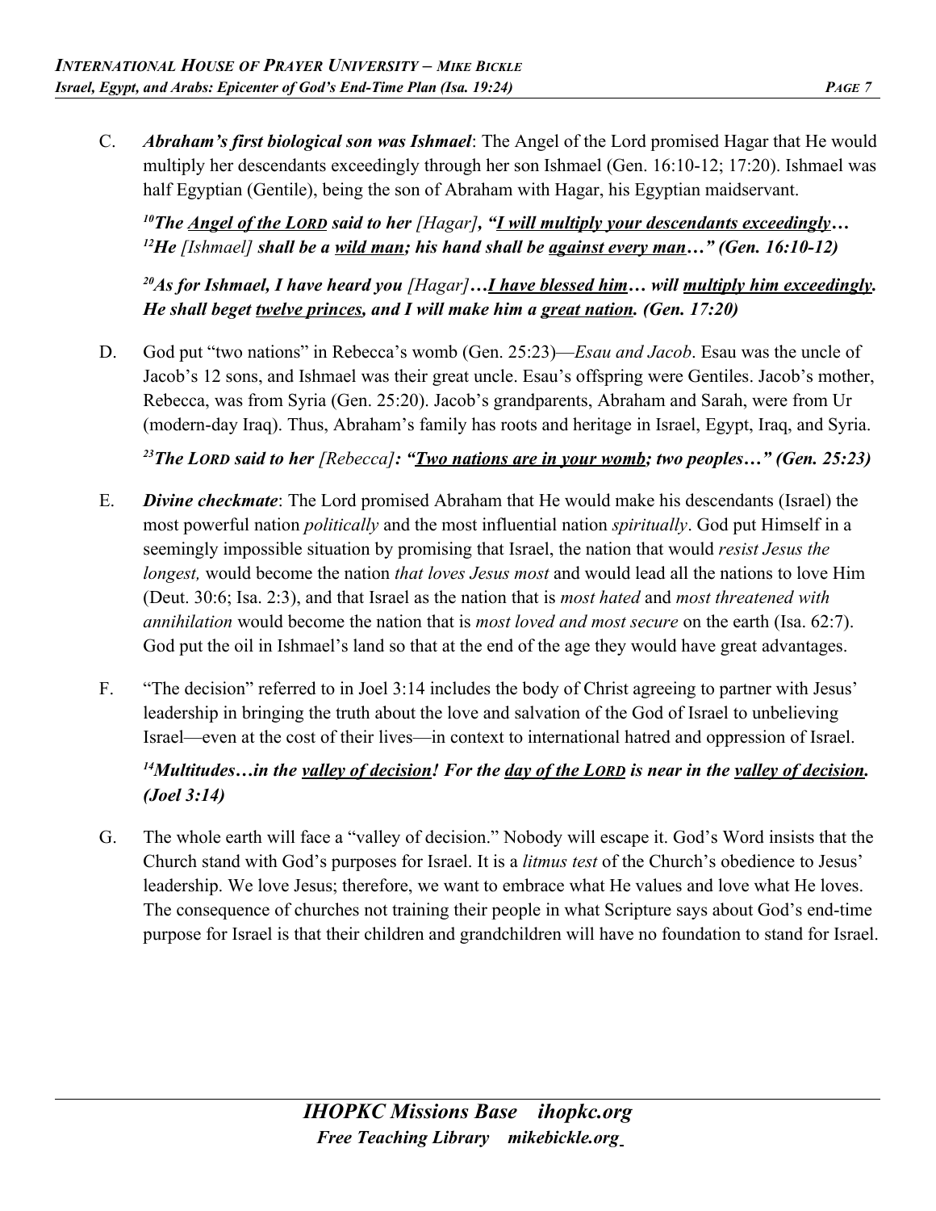C. ***Abraham's first biological son was Ishmael***: The Angel of the Lord promised Hagar that He would multiply her descendants exceedingly through her son Ishmael (Gen. 16:10-12; 17:20). Ishmael was half Egyptian (Gentile), being the son of Abraham with Hagar, his Egyptian maidservant.

> [10]***The <u>Angel of the LORD</u> said to her*** *[Hagar]****, "<u>I will multiply your descendants exceedingly</u>…*** [12]***He*** *[Ishmael]* ***shall be a <u>wild man</u>; his hand shall be <u>against every man</u>…" (Gen. 16:10-12)***

> [20]***As for Ishmael, I have heard you*** *[Hagar]****…<u>I have blessed him</u>… will <u>multiply him exceedingly</u>. He shall beget <u>twelve princes</u>, and I will make him a <u>great nation</u>. (Gen. 17:20)***

D. God put "two nations" in Rebecca's womb (Gen. 25:23)—*Esau and Jacob*. Esau was the uncle of Jacob's 12 sons, and Ishmael was their great uncle. Esau's offspring were Gentiles. Jacob's mother, Rebecca, was from Syria (Gen. 25:20). Jacob's grandparents, Abraham and Sarah, were from Ur (modern-day Iraq). Thus, Abraham's family has roots and heritage in Israel, Egypt, Iraq, and Syria.

> [23]***The LORD said to her*** *[Rebecca]****: "<u>Two nations are in your womb</u>; two peoples…" (Gen. 25:23)***

E. ***Divine checkmate***: The Lord promised Abraham that He would make his descendants (Israel) the most powerful nation *politically* and the most influential nation *spiritually*. God put Himself in a seemingly impossible situation by promising that Israel, the nation that would *resist Jesus the longest,* would become the nation *that loves Jesus most* and would lead all the nations to love Him (Deut. 30:6; Isa. 2:3), and that Israel as the nation that is *most hated* and *most threatened with annihilation* would become the nation that is *most loved and most secure* on the earth (Isa. 62:7). God put the oil in Ishmael's land so that at the end of the age they would have great advantages.

F. "The decision" referred to in Joel 3:14 includes the body of Christ agreeing to partner with Jesus' leadership in bringing the truth about the love and salvation of the God of Israel to unbelieving Israel—even at the cost of their lives—in context to international hatred and oppression of Israel.

> [14]***Multitudes…in the <u>valley of decision</u>! For the <u>day of the LORD</u> is near in the <u>valley of decision</u>. (Joel 3:14)***

G. The whole earth will face a "valley of decision." Nobody will escape it. God's Word insists that the Church stand with God's purposes for Israel. It is a *litmus test* of the Church's obedience to Jesus' leadership. We love Jesus; therefore, we want to embrace what He values and love what He loves. The consequence of churches not training their people in what Scripture says about God's end-time purpose for Israel is that their children and grandchildren will have no foundation to stand for Israel.